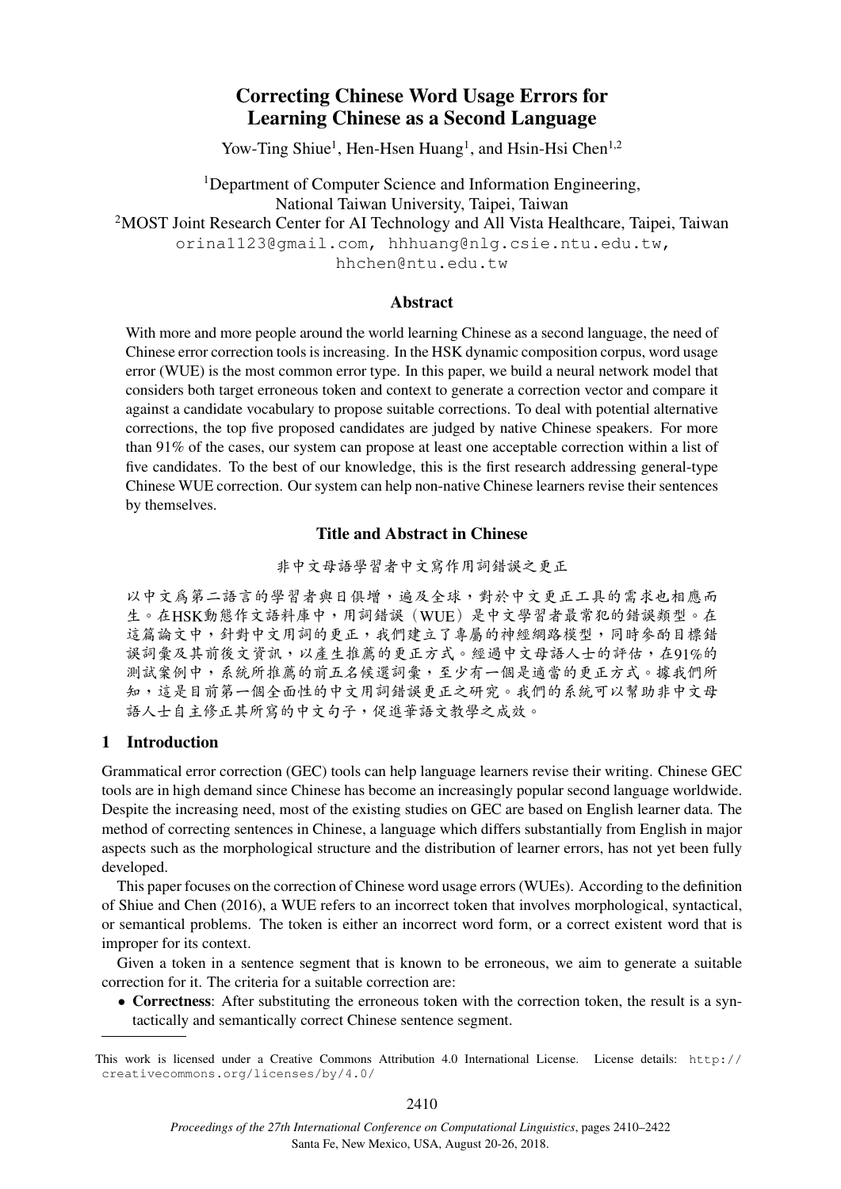# Correcting Chinese Word Usage Errors for Learning Chinese as a Second Language

Yow-Ting Shiue[1], Hen-Hsen Huang[1], and Hsin-Hsi Chen[1,2]

[1]Department of Computer Science and Information Engineering,
National Taiwan University, Taipei, Taiwan
[2]MOST Joint Research Center for AI Technology and All Vista Healthcare, Taipei, Taiwan
orina1123@gmail.com, hhhuang@nlg.csie.ntu.edu.tw,
hhchen@ntu.edu.tw

## Abstract

With more and more people around the world learning Chinese as a second language, the need of Chinese error correction tools is increasing. In the HSK dynamic composition corpus, word usage error (WUE) is the most common error type. In this paper, we build a neural network model that considers both target erroneous token and context to generate a correction vector and compare it against a candidate vocabulary to propose suitable corrections. To deal with potential alternative corrections, the top five proposed candidates are judged by native Chinese speakers. For more than 91% of the cases, our system can propose at least one acceptable correction within a list of five candidates. To the best of our knowledge, this is the first research addressing general-type Chinese WUE correction. Our system can help non-native Chinese learners revise their sentences by themselves.

## Title and Abstract in Chinese

非中文母語學習者中文寫作用詞錯誤之更正

以中文爲第二語言的學習者與日俱增，遍及全球，對於中文更正工具的需求也相應而生。在HSK動態作文語料庫中，用詞錯誤（WUE）是中文學習者最常犯的錯誤類型。在這篇論文中，針對中文用詞的更正，我們建立了專屬的神經網路模型，同時參酌目標錯誤詞彙及其前後文資訊，以產生推薦的更正方式。經過中文母語人士的評估，在91%的測試案例中，系統所推薦的前五名候選詞彙，至少有一個是適當的更正方式。據我們所知，這是目前第一個全面性的中文用詞錯誤更正之研究。我們的系統可以幫助非中文母語人士自主修正其所寫的中文句子，促進華語文教學之成效。

## 1 Introduction

Grammatical error correction (GEC) tools can help language learners revise their writing. Chinese GEC tools are in high demand since Chinese has become an increasingly popular second language worldwide. Despite the increasing need, most of the existing studies on GEC are based on English learner data. The method of correcting sentences in Chinese, a language which differs substantially from English in major aspects such as the morphological structure and the distribution of learner errors, has not yet been fully developed.

This paper focuses on the correction of Chinese word usage errors (WUEs). According to the definition of Shiue and Chen (2016), a WUE refers to an incorrect token that involves morphological, syntactical, or semantical problems. The token is either an incorrect word form, or a correct existent word that is improper for its context.

Given a token in a sentence segment that is known to be erroneous, we aim to generate a suitable correction for it. The criteria for a suitable correction are:

- **Correctness**: After substituting the erroneous token with the correction token, the result is a syntactically and semantically correct Chinese sentence segment.

This work is licensed under a Creative Commons Attribution 4.0 International License. License details: http://creativecommons.org/licenses/by/4.0/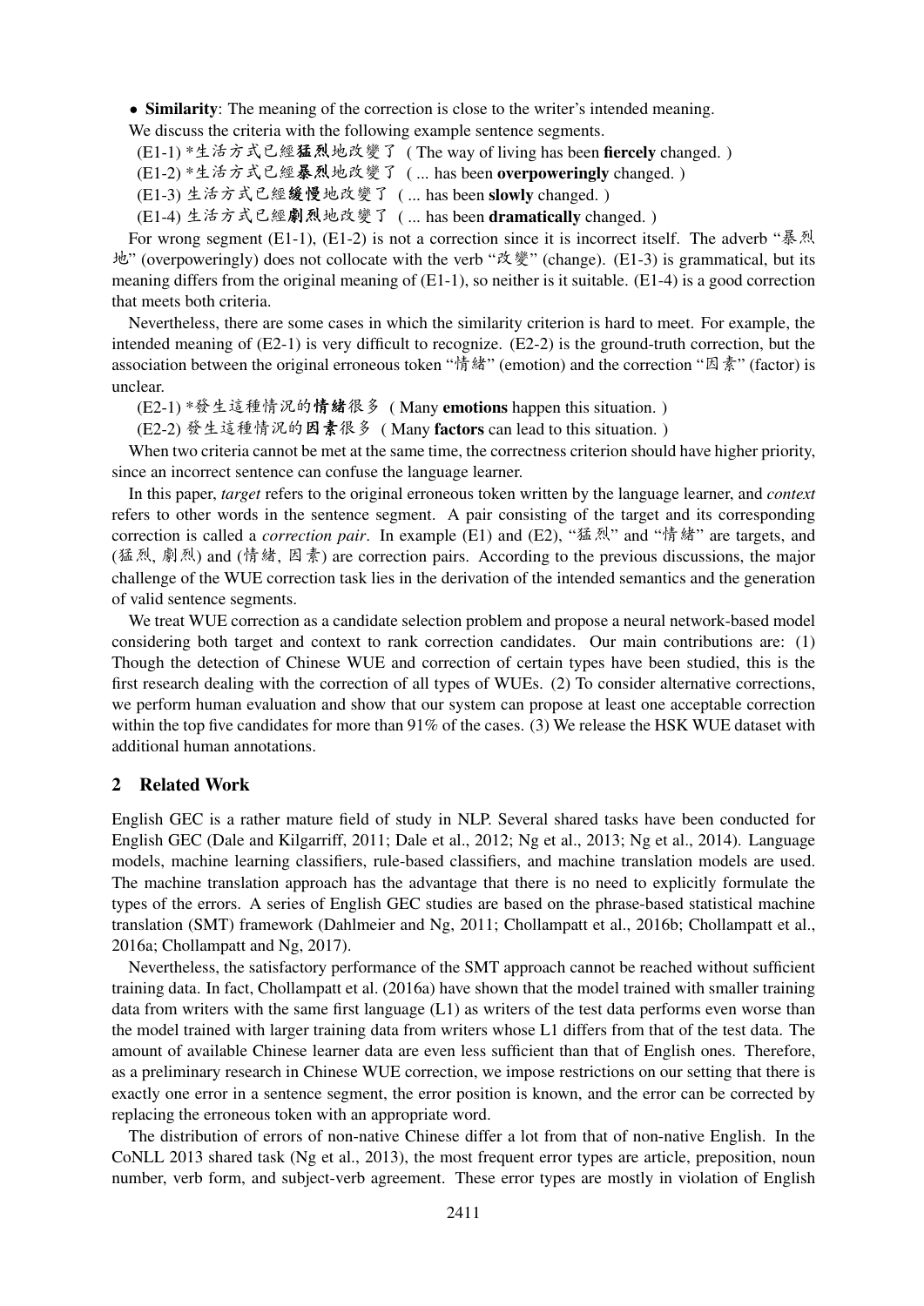- **Similarity**: The meaning of the correction is close to the writer's intended meaning.

We discuss the criteria with the following example sentence segments.

(E1-1) *生活方式已經**猛烈**地改變了 ( The way of living has been **fiercely** changed. )

(E1-2) *生活方式已經**暴烈**地改變了 ( ... has been **overpoweringly** changed. )

(E1-3) 生活方式已經**緩慢**地改變了 ( ... has been **slowly** changed. )

(E1-4) 生活方式已經**劇烈**地改變了 ( ... has been **dramatically** changed. )

For wrong segment (E1-1), (E1-2) is not a correction since it is incorrect itself. The adverb "暴烈地" (overpoweringly) does not collocate with the verb "改變" (change). (E1-3) is grammatical, but its meaning differs from the original meaning of (E1-1), so neither is it suitable. (E1-4) is a good correction that meets both criteria.

Nevertheless, there are some cases in which the similarity criterion is hard to meet. For example, the intended meaning of (E2-1) is very difficult to recognize. (E2-2) is the ground-truth correction, but the association between the original erroneous token "情緒" (emotion) and the correction "因素" (factor) is unclear.

(E2-1) *發生這種情況的**情緒**很多 ( Many **emotions** happen this situation. )

(E2-2) 發生這種情況的**因素**很多 ( Many **factors** can lead to this situation. )

When two criteria cannot be met at the same time, the correctness criterion should have higher priority, since an incorrect sentence can confuse the language learner.

In this paper, *target* refers to the original erroneous token written by the language learner, and *context* refers to other words in the sentence segment. A pair consisting of the target and its corresponding correction is called a *correction pair*. In example (E1) and (E2), "猛烈" and "情緒" are targets, and (猛烈, 劇烈) and (情緒, 因素) are correction pairs. According to the previous discussions, the major challenge of the WUE correction task lies in the derivation of the intended semantics and the generation of valid sentence segments.

We treat WUE correction as a candidate selection problem and propose a neural network-based model considering both target and context to rank correction candidates. Our main contributions are: (1) Though the detection of Chinese WUE and correction of certain types have been studied, this is the first research dealing with the correction of all types of WUEs. (2) To consider alternative corrections, we perform human evaluation and show that our system can propose at least one acceptable correction within the top five candidates for more than 91% of the cases. (3) We release the HSK WUE dataset with additional human annotations.

## 2 Related Work

English GEC is a rather mature field of study in NLP. Several shared tasks have been conducted for English GEC (Dale and Kilgarriff, 2011; Dale et al., 2012; Ng et al., 2013; Ng et al., 2014). Language models, machine learning classifiers, rule-based classifiers, and machine translation models are used. The machine translation approach has the advantage that there is no need to explicitly formulate the types of the errors. A series of English GEC studies are based on the phrase-based statistical machine translation (SMT) framework (Dahlmeier and Ng, 2011; Chollampatt et al., 2016b; Chollampatt et al., 2016a; Chollampatt and Ng, 2017).

Nevertheless, the satisfactory performance of the SMT approach cannot be reached without sufficient training data. In fact, Chollampatt et al. (2016a) have shown that the model trained with smaller training data from writers with the same first language (L1) as writers of the test data performs even worse than the model trained with larger training data from writers whose L1 differs from that of the test data. The amount of available Chinese learner data are even less sufficient than that of English ones. Therefore, as a preliminary research in Chinese WUE correction, we impose restrictions on our setting that there is exactly one error in a sentence segment, the error position is known, and the error can be corrected by replacing the erroneous token with an appropriate word.

The distribution of errors of non-native Chinese differ a lot from that of non-native English. In the CoNLL 2013 shared task (Ng et al., 2013), the most frequent error types are article, preposition, noun number, verb form, and subject-verb agreement. These error types are mostly in violation of English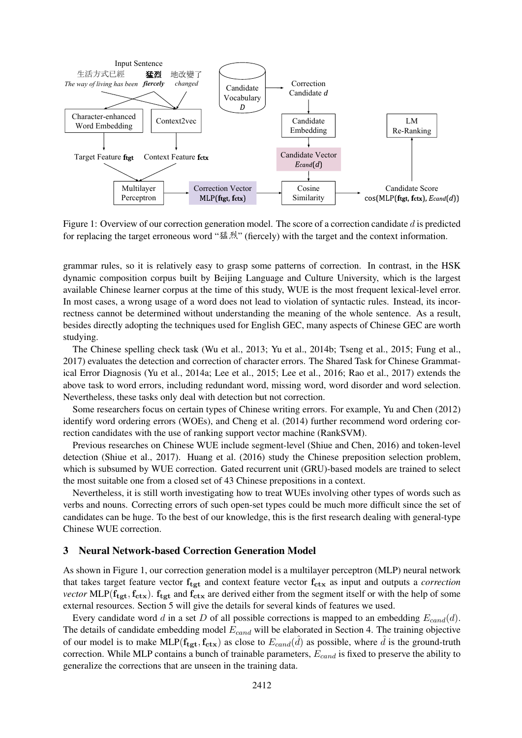Figure 1: Overview of our correction generation model. The score of a correction candidate $d$ is predicted for replacing the target erroneous word "猛烈" (fiercely) with the target and the context information.

grammar rules, so it is relatively easy to grasp some patterns of correction. In contrast, in the HSK dynamic composition corpus built by Beijing Language and Culture University, which is the largest available Chinese learner corpus at the time of this study, WUE is the most frequent lexical-level error. In most cases, a wrong usage of a word does not lead to violation of syntactic rules. Instead, its incorrectness cannot be determined without understanding the meaning of the whole sentence. As a result, besides directly adopting the techniques used for English GEC, many aspects of Chinese GEC are worth studying.

The Chinese spelling check task (Wu et al., 2013; Yu et al., 2014b; Tseng et al., 2015; Fung et al., 2017) evaluates the detection and correction of character errors. The Shared Task for Chinese Grammatical Error Diagnosis (Yu et al., 2014a; Lee et al., 2015; Lee et al., 2016; Rao et al., 2017) extends the above task to word errors, including redundant word, missing word, word disorder and word selection. Nevertheless, these tasks only deal with detection but not correction.

Some researchers focus on certain types of Chinese writing errors. For example, Yu and Chen (2012) identify word ordering errors (WOEs), and Cheng et al. (2014) further recommend word ordering correction candidates with the use of ranking support vector machine (RankSVM).

Previous researches on Chinese WUE include segment-level (Shiue and Chen, 2016) and token-level detection (Shiue et al., 2017). Huang et al. (2016) study the Chinese preposition selection problem, which is subsumed by WUE correction. Gated recurrent unit (GRU)-based models are trained to select the most suitable one from a closed set of 43 Chinese prepositions in a context.

Nevertheless, it is still worth investigating how to treat WUEs involving other types of words such as verbs and nouns. Correcting errors of such open-set types could be much more difficult since the set of candidates can be huge. To the best of our knowledge, this is the first research dealing with general-type Chinese WUE correction.

## 3 Neural Network-based Correction Generation Model

As shown in Figure 1, our correction generation model is a multilayer perceptron (MLP) neural network that takes target feature vector $\mathbf{f_{tgt}}$ and context feature vector $\mathbf{f_{ctx}}$ as input and outputs a *correction vector* $\text{MLP}(\mathbf{f_{tgt}}, \mathbf{f_{ctx}})$. $\mathbf{f_{tgt}}$ and $\mathbf{f_{ctx}}$ are derived either from the segment itself or with the help of some external resources. Section 5 will give the details for several kinds of features we used.

Every candidate word $d$ in a set $D$ of all possible corrections is mapped to an embedding $E_{cand}(d)$. The details of candidate embedding model $E_{cand}$ will be elaborated in Section 4. The training objective of our model is to make $\text{MLP}(\mathbf{f_{tgt}}, \mathbf{f_{ctx}})$ as close to $E_{cand}(\hat{d})$ as possible, where $\hat{d}$ is the ground-truth correction. While MLP contains a bunch of trainable parameters, $E_{cand}$ is fixed to preserve the ability to generalize the corrections that are unseen in the training data.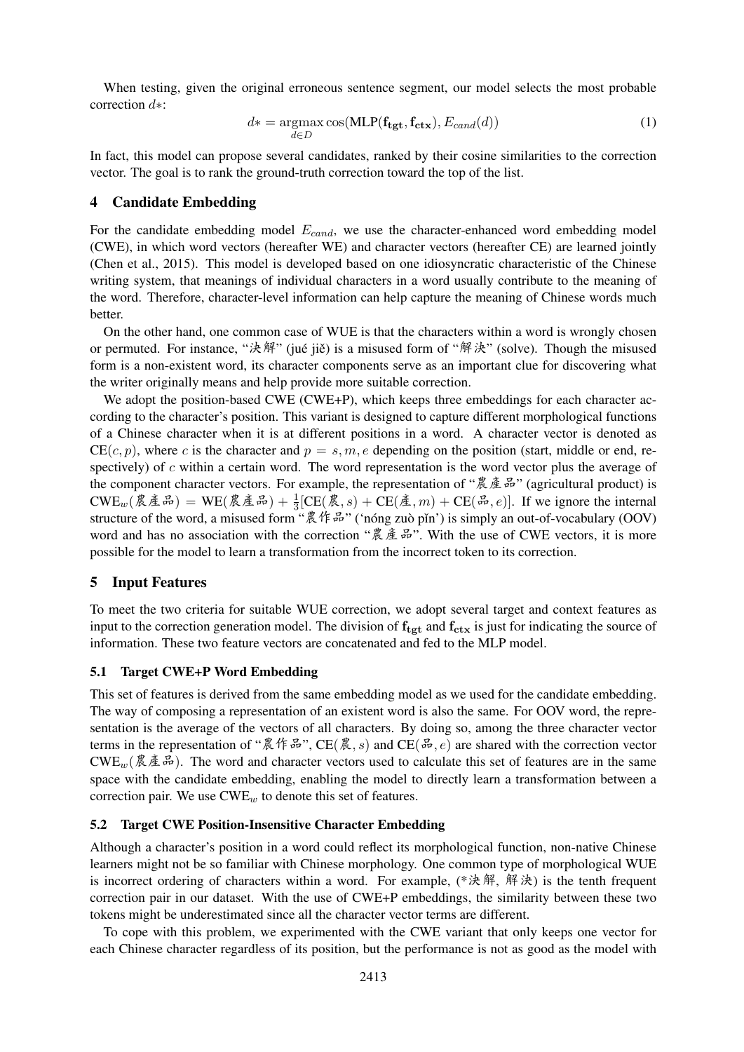When testing, given the original erroneous sentence segment, our model selects the most probable correction $d*$:

$$d* = \underset{d \in D}{\operatorname{argmax}} \cos(\text{MLP}(\mathbf{f_{tgt}}, \mathbf{f_{ctx}}), E_{cand}(d)) \tag{1}$$

In fact, this model can propose several candidates, ranked by their cosine similarities to the correction vector. The goal is to rank the ground-truth correction toward the top of the list.

## 4 Candidate Embedding

For the candidate embedding model $E_{cand}$, we use the character-enhanced word embedding model (CWE), in which word vectors (hereafter WE) and character vectors (hereafter CE) are learned jointly (Chen et al., 2015). This model is developed based on one idiosyncratic characteristic of the Chinese writing system, that meanings of individual characters in a word usually contribute to the meaning of the word. Therefore, character-level information can help capture the meaning of Chinese words much better.

On the other hand, one common case of WUE is that the characters within a word is wrongly chosen or permuted. For instance, "決解" (jué jiě) is a misused form of "解決" (solve). Though the misused form is a non-existent word, its character components serve as an important clue for discovering what the writer originally means and help provide more suitable correction.

We adopt the position-based CWE (CWE+P), which keeps three embeddings for each character according to the character's position. This variant is designed to capture different morphological functions of a Chinese character when it is at different positions in a word. A character vector is denoted as $\text{CE}(c, p)$, where $c$ is the character and $p = s, m, e$ depending on the position (start, middle or end, respectively) of $c$ within a certain word. The word representation is the word vector plus the average of the component character vectors. For example, the representation of "農產品" (agricultural product) is $\text{CWE}_w(\text{農產品}) = \text{WE}(\text{農產品}) + \frac{1}{3}[\text{CE}(\text{農}, s) + \text{CE}(\text{產}, m) + \text{CE}(\text{品}, e)]$. If we ignore the internal structure of the word, a misused form "農作品" ('nóng zuò pǐn') is simply an out-of-vocabulary (OOV) word and has no association with the correction "農產品". With the use of CWE vectors, it is more possible for the model to learn a transformation from the incorrect token to its correction.

## 5 Input Features

To meet the two criteria for suitable WUE correction, we adopt several target and context features as input to the correction generation model. The division of $\mathbf{f_{tgt}}$ and $\mathbf{f_{ctx}}$ is just for indicating the source of information. These two feature vectors are concatenated and fed to the MLP model.

### 5.1 Target CWE+P Word Embedding

This set of features is derived from the same embedding model as we used for the candidate embedding. The way of composing a representation of an existent word is also the same. For OOV word, the representation is the average of the vectors of all characters. By doing so, among the three character vector terms in the representation of "農作品", $\text{CE}(\text{農}, s)$ and $\text{CE}(\text{品}, e)$ are shared with the correction vector $\text{CWE}_w(\text{農產品})$. The word and character vectors used to calculate this set of features are in the same space with the candidate embedding, enabling the model to directly learn a transformation between a correction pair. We use $\text{CWE}_w$ to denote this set of features.

### 5.2 Target CWE Position-Insensitive Character Embedding

Although a character's position in a word could reflect its morphological function, non-native Chinese learners might not be so familiar with Chinese morphology. One common type of morphological WUE is incorrect ordering of characters within a word. For example, (*決解, 解決) is the tenth frequent correction pair in our dataset. With the use of CWE+P embeddings, the similarity between these two tokens might be underestimated since all the character vector terms are different.

To cope with this problem, we experimented with the CWE variant that only keeps one vector for each Chinese character regardless of its position, but the performance is not as good as the model with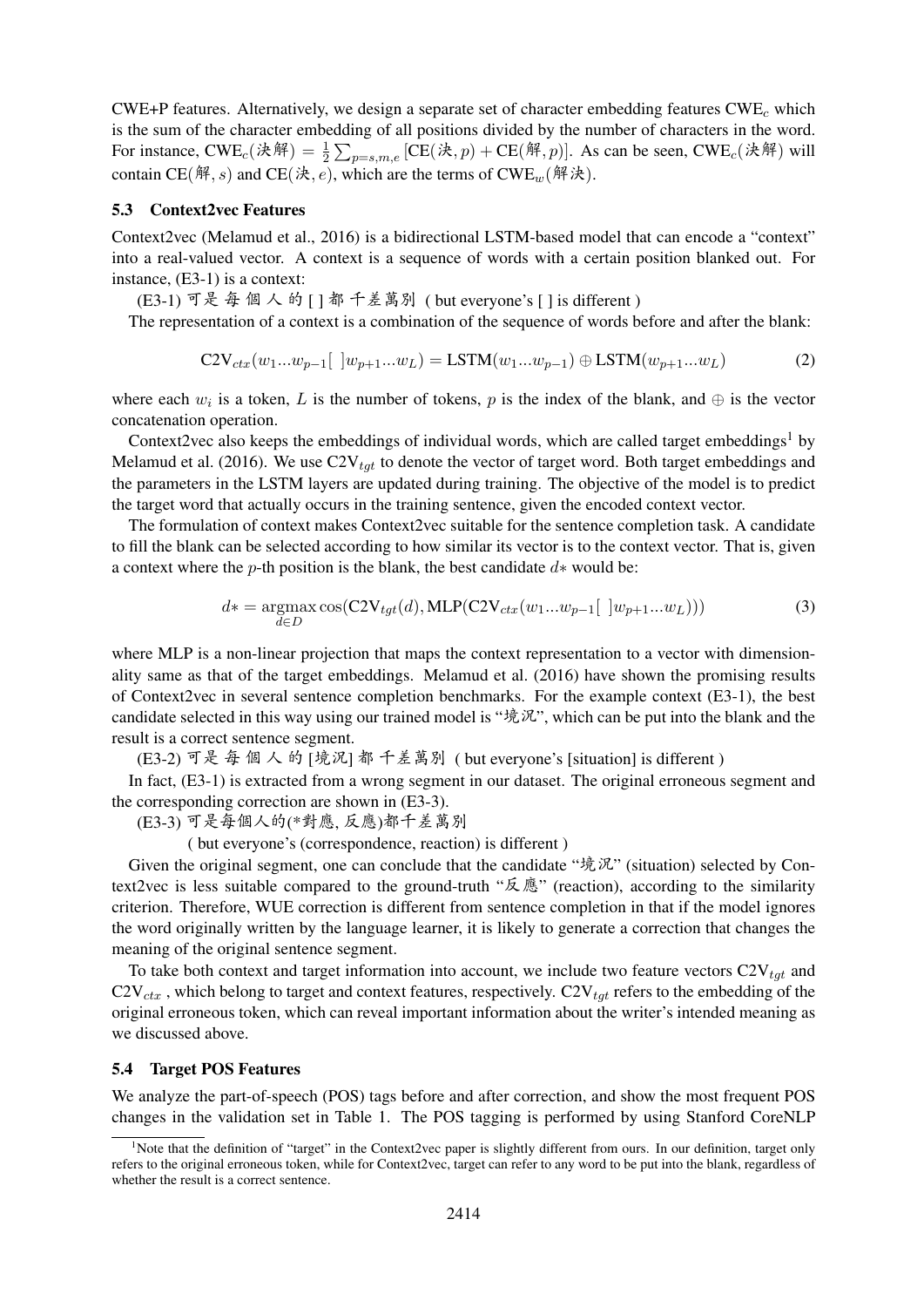CWE+P features. Alternatively, we design a separate set of character embedding features $\text{CWE}_c$ which is the sum of the character embedding of all positions divided by the number of characters in the word. For instance, $\text{CWE}_c(\text{決解}) = \frac{1}{2}\sum_{p=s,m,e}[\text{CE}(\text{決}, p) + \text{CE}(\text{解}, p)]$. As can be seen, $\text{CWE}_c(\text{決解})$ will contain $\text{CE}(\text{解}, s)$ and $\text{CE}(\text{決}, e)$, which are the terms of $\text{CWE}_w(\text{解決})$.

### 5.3 Context2vec Features

Context2vec (Melamud et al., 2016) is a bidirectional LSTM-based model that can encode a "context" into a real-valued vector. A context is a sequence of words with a certain position blanked out. For instance, (E3-1) is a context:

(E3-1) 可是 每 個 人 的 [ ] 都 千差萬別 ( but everyone's [ ] is different )

The representation of a context is a combination of the sequence of words before and after the blank:

$$\text{C2V}_{ctx}(w_1...w_{p-1}[\ \ ]w_{p+1}...w_L) = \text{LSTM}(w_1...w_{p-1}) \oplus \text{LSTM}(w_{p+1}...w_L) \tag{2}$$

where each $w_i$ is a token, $L$ is the number of tokens, $p$ is the index of the blank, and $\oplus$ is the vector concatenation operation.

Context2vec also keeps the embeddings of individual words, which are called target embeddings[1] by Melamud et al. (2016). We use $\text{C2V}_{tgt}$ to denote the vector of target word. Both target embeddings and the parameters in the LSTM layers are updated during training. The objective of the model is to predict the target word that actually occurs in the training sentence, given the encoded context vector.

The formulation of context makes Context2vec suitable for the sentence completion task. A candidate to fill the blank can be selected according to how similar its vector is to the context vector. That is, given a context where the $p$-th position is the blank, the best candidate $d*$ would be:

$$d* = \underset{d \in D}{\text{argmax}} \cos(\text{C2V}_{tgt}(d), \text{MLP}(\text{C2V}_{ctx}(w_1...w_{p-1}[\ \ ]w_{p+1}...w_L))) \tag{3}$$

where MLP is a non-linear projection that maps the context representation to a vector with dimensionality same as that of the target embeddings. Melamud et al. (2016) have shown the promising results of Context2vec in several sentence completion benchmarks. For the example context (E3-1), the best candidate selected in this way using our trained model is "境況", which can be put into the blank and the result is a correct sentence segment.

(E3-2) 可是 每 個 人 的 [境況] 都 千差萬別 ( but everyone's [situation] is different )

In fact, (E3-1) is extracted from a wrong segment in our dataset. The original erroneous segment and the corresponding correction are shown in (E3-3).

(E3-3) 可是每個人的(*對應, 反應)都千差萬別

( but everyone's (correspondence, reaction) is different )

Given the original segment, one can conclude that the candidate "境況" (situation) selected by Context2vec is less suitable compared to the ground-truth "反應" (reaction), according to the similarity criterion. Therefore, WUE correction is different from sentence completion in that if the model ignores the word originally written by the language learner, it is likely to generate a correction that changes the meaning of the original sentence segment.

To take both context and target information into account, we include two feature vectors $\text{C2V}_{tgt}$ and $\text{C2V}_{ctx}$ , which belong to target and context features, respectively. $\text{C2V}_{tgt}$ refers to the embedding of the original erroneous token, which can reveal important information about the writer's intended meaning as we discussed above.

### 5.4 Target POS Features

We analyze the part-of-speech (POS) tags before and after correction, and show the most frequent POS changes in the validation set in Table 1. The POS tagging is performed by using Stanford CoreNLP

[1]Note that the definition of "target" in the Context2vec paper is slightly different from ours. In our definition, target only refers to the original erroneous token, while for Context2vec, target can refer to any word to be put into the blank, regardless of whether the result is a correct sentence.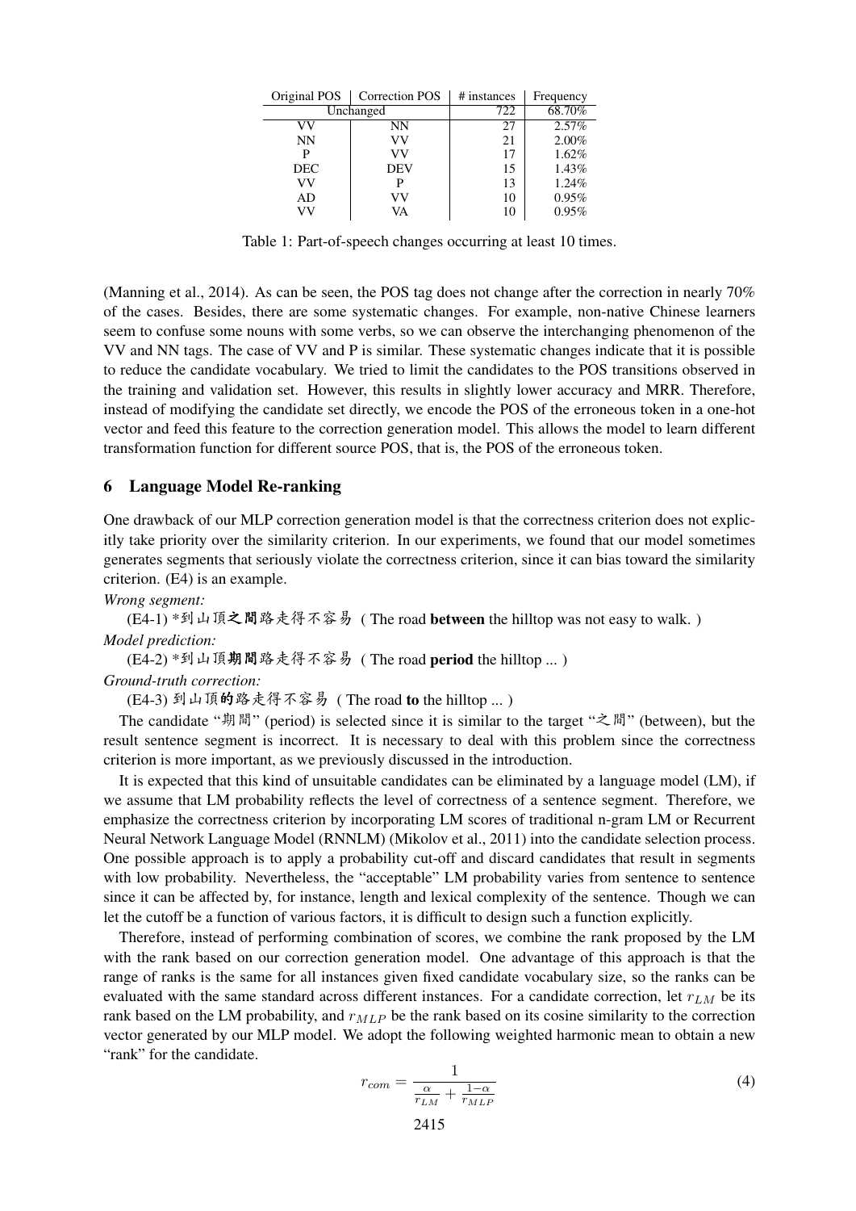| Original POS | Correction POS | # instances | Frequency |
|---|---|---|---|
| Unchanged | | 722 | 68.70% |
| VV | NN | 27 | 2.57% |
| NN | VV | 21 | 2.00% |
| P | VV | 17 | 1.62% |
| DEC | DEV | 15 | 1.43% |
| VV | P | 13 | 1.24% |
| AD | VV | 10 | 0.95% |
| VV | VA | 10 | 0.95% |

Table 1: Part-of-speech changes occurring at least 10 times.

(Manning et al., 2014). As can be seen, the POS tag does not change after the correction in nearly 70% of the cases. Besides, there are some systematic changes. For example, non-native Chinese learners seem to confuse some nouns with some verbs, so we can observe the interchanging phenomenon of the VV and NN tags. The case of VV and P is similar. These systematic changes indicate that it is possible to reduce the candidate vocabulary. We tried to limit the candidates to the POS transitions observed in the training and validation set. However, this results in slightly lower accuracy and MRR. Therefore, instead of modifying the candidate set directly, we encode the POS of the erroneous token in a one-hot vector and feed this feature to the correction generation model. This allows the model to learn different transformation function for different source POS, that is, the POS of the erroneous token.

## 6 Language Model Re-ranking

One drawback of our MLP correction generation model is that the correctness criterion does not explicitly take priority over the similarity criterion. In our experiments, we found that our model sometimes generates segments that seriously violate the correctness criterion, since it can bias toward the similarity criterion. (E4) is an example.

*Wrong segment:*

(E4-1) *到山頂**之間**路走得不容易 ( The road **between** the hilltop was not easy to walk. )

*Model prediction:*

(E4-2) *到山頂**期間**路走得不容易 ( The road **period** the hilltop ... )

*Ground-truth correction:*

(E4-3) 到山頂**的**路走得不容易 ( The road **to** the hilltop ... )

The candidate "期間" (period) is selected since it is similar to the target "之間" (between), but the result sentence segment is incorrect. It is necessary to deal with this problem since the correctness criterion is more important, as we previously discussed in the introduction.

It is expected that this kind of unsuitable candidates can be eliminated by a language model (LM), if we assume that LM probability reflects the level of correctness of a sentence segment. Therefore, we emphasize the correctness criterion by incorporating LM scores of traditional n-gram LM or Recurrent Neural Network Language Model (RNNLM) (Mikolov et al., 2011) into the candidate selection process. One possible approach is to apply a probability cut-off and discard candidates that result in segments with low probability. Nevertheless, the "acceptable" LM probability varies from sentence to sentence since it can be affected by, for instance, length and lexical complexity of the sentence. Though we can let the cutoff be a function of various factors, it is difficult to design such a function explicitly.

Therefore, instead of performing combination of scores, we combine the rank proposed by the LM with the rank based on our correction generation model. One advantage of this approach is that the range of ranks is the same for all instances given fixed candidate vocabulary size, so the ranks can be evaluated with the same standard across different instances. For a candidate correction, let $r_{LM}$ be its rank based on the LM probability, and $r_{MLP}$ be the rank based on its cosine similarity to the correction vector generated by our MLP model. We adopt the following weighted harmonic mean to obtain a new "rank" for the candidate.

$$r_{com} = \frac{1}{\frac{\alpha}{r_{LM}} + \frac{1-\alpha}{r_{MLP}}} \tag{4}$$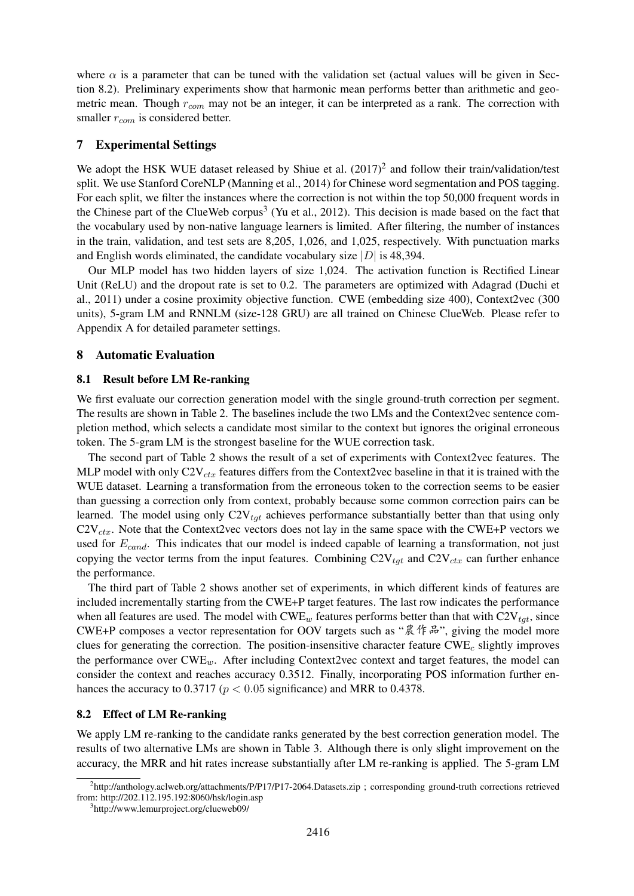where $\alpha$ is a parameter that can be tuned with the validation set (actual values will be given in Section 8.2). Preliminary experiments show that harmonic mean performs better than arithmetic and geometric mean. Though $r_{com}$ may not be an integer, it can be interpreted as a rank. The correction with smaller $r_{com}$ is considered better.

## 7 Experimental Settings

We adopt the HSK WUE dataset released by Shiue et al. (2017)[2] and follow their train/validation/test split. We use Stanford CoreNLP (Manning et al., 2014) for Chinese word segmentation and POS tagging. For each split, we filter the instances where the correction is not within the top 50,000 frequent words in the Chinese part of the ClueWeb corpus[3] (Yu et al., 2012). This decision is made based on the fact that the vocabulary used by non-native language learners is limited. After filtering, the number of instances in the train, validation, and test sets are 8,205, 1,026, and 1,025, respectively. With punctuation marks and English words eliminated, the candidate vocabulary size $|D|$ is 48,394.

Our MLP model has two hidden layers of size 1,024. The activation function is Rectified Linear Unit (ReLU) and the dropout rate is set to 0.2. The parameters are optimized with Adagrad (Duchi et al., 2011) under a cosine proximity objective function. CWE (embedding size 400), Context2vec (300 units), 5-gram LM and RNNLM (size-128 GRU) are all trained on Chinese ClueWeb. Please refer to Appendix A for detailed parameter settings.

## 8 Automatic Evaluation

### 8.1 Result before LM Re-ranking

We first evaluate our correction generation model with the single ground-truth correction per segment. The results are shown in Table 2. The baselines include the two LMs and the Context2vec sentence completion method, which selects a candidate most similar to the context but ignores the original erroneous token. The 5-gram LM is the strongest baseline for the WUE correction task.

The second part of Table 2 shows the result of a set of experiments with Context2vec features. The MLP model with only $\text{C2V}_{ctx}$ features differs from the Context2vec baseline in that it is trained with the WUE dataset. Learning a transformation from the erroneous token to the correction seems to be easier than guessing a correction only from context, probably because some common correction pairs can be learned. The model using only $\text{C2V}_{tgt}$ achieves performance substantially better than that using only $\text{C2V}_{ctx}$. Note that the Context2vec vectors does not lay in the same space with the CWE+P vectors we used for $E_{cand}$. This indicates that our model is indeed capable of learning a transformation, not just copying the vector terms from the input features. Combining $\text{C2V}_{tgt}$ and $\text{C2V}_{ctx}$ can further enhance the performance.

The third part of Table 2 shows another set of experiments, in which different kinds of features are included incrementally starting from the CWE+P target features. The last row indicates the performance when all features are used. The model with $\text{CWE}_w$ features performs better than that with $\text{C2V}_{tgt}$, since CWE+P composes a vector representation for OOV targets such as "農作品", giving the model more clues for generating the correction. The position-insensitive character feature $\text{CWE}_c$ slightly improves the performance over $\text{CWE}_w$. After including Context2vec context and target features, the model can consider the context and reaches accuracy 0.3512. Finally, incorporating POS information further enhances the accuracy to 0.3717 ($p < 0.05$ significance) and MRR to 0.4378.

### 8.2 Effect of LM Re-ranking

We apply LM re-ranking to the candidate ranks generated by the best correction generation model. The results of two alternative LMs are shown in Table 3. Although there is only slight improvement on the accuracy, the MRR and hit rates increase substantially after LM re-ranking is applied. The 5-gram LM

[2] http://anthology.aclweb.org/attachments/P/P17/P17-2064.Datasets.zip ; corresponding ground-truth corrections retrieved from: http://202.112.195.192:8060/hsk/login.asp

[3] http://www.lemurproject.org/clueweb09/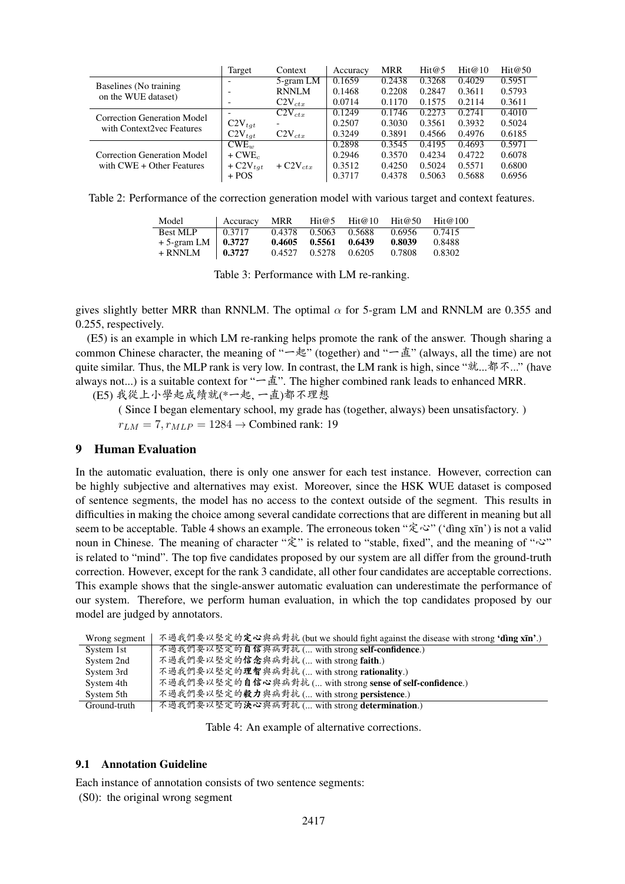| | Target | Context | Accuracy | MRR | Hit@5 | Hit@10 | Hit@50 |
|---|---|---|---|---|---|---|---|
| Baselines (No training on the WUE dataset) | - | 5-gram LM | 0.1659 | 0.2438 | 0.3268 | 0.4029 | 0.5951 |
| | - | RNNLM | 0.1468 | 0.2208 | 0.2847 | 0.3611 | 0.5793 |
| | - | $C2V_{ctx}$ | 0.0714 | 0.1170 | 0.1575 | 0.2114 | 0.3611 |
| Correction Generation Model with Context2vec Features | - | $C2V_{ctx}$ | 0.1249 | 0.1746 | 0.2273 | 0.2741 | 0.4010 |
| | $C2V_{tgt}$ | - | 0.2507 | 0.3030 | 0.3561 | 0.3932 | 0.5024 |
| | $C2V_{tgt}$ | $C2V_{ctx}$ | 0.3249 | 0.3891 | 0.4566 | 0.4976 | 0.6185 |
| Correction Generation Model with CWE + Other Features | $CWE_w$ | | 0.2898 | 0.3545 | 0.4195 | 0.4693 | 0.5971 |
| | + $CWE_c$ | | 0.2946 | 0.3570 | 0.4234 | 0.4722 | 0.6078 |
| | + $C2V_{tgt}$ | + $C2V_{ctx}$ | 0.3512 | 0.4250 | 0.5024 | 0.5571 | 0.6800 |
| | + POS | | 0.3717 | 0.4378 | 0.5063 | 0.5688 | 0.6956 |

Table 2: Performance of the correction generation model with various target and context features.

| Model | Accuracy | MRR | Hit@5 | Hit@10 | Hit@50 | Hit@100 |
|---|---|---|---|---|---|---|
| Best MLP | 0.3717 | 0.4378 | 0.5063 | 0.5688 | 0.6956 | 0.7415 |
| + 5-gram LM | **0.3727** | **0.4605** | **0.5561** | **0.6439** | **0.8039** | 0.8488 |
| + RNNLM | **0.3727** | 0.4527 | 0.5278 | 0.6205 | 0.7808 | 0.8302 |

Table 3: Performance with LM re-ranking.

gives slightly better MRR than RNNLM. The optimal $\alpha$ for 5-gram LM and RNNLM are 0.355 and 0.255, respectively.

(E5) is an example in which LM re-ranking helps promote the rank of the answer. Though sharing a common Chinese character, the meaning of "一起" (together) and "一直" (always, all the time) are not quite similar. Thus, the MLP rank is very low. In contrast, the LM rank is high, since "就...都不..." (have always not...) is a suitable context for "一直". The higher combined rank leads to enhanced MRR.

(E5) 我從上小學起成績就(*一起, 一直)都不理想

( Since I began elementary school, my grade has (together, always) been unsatisfactory. )

$r_{LM} = 7, r_{MLP} = 1284 \rightarrow$ Combined rank: 19

## 9 Human Evaluation

In the automatic evaluation, there is only one answer for each test instance. However, correction can be highly subjective and alternatives may exist. Moreover, since the HSK WUE dataset is composed of sentence segments, the model has no access to the context outside of the segment. This results in difficulties in making the choice among several candidate corrections that are different in meaning but all seem to be acceptable. Table 4 shows an example. The erroneous token "定心" ('dìng xīn') is not a valid noun in Chinese. The meaning of character "定" is related to "stable, fixed", and the meaning of "心" is related to "mind". The top five candidates proposed by our system are all differ from the ground-truth correction. However, except for the rank 3 candidate, all other four candidates are acceptable corrections. This example shows that the single-answer automatic evaluation can underestimate the performance of our system. Therefore, we perform human evaluation, in which the top candidates proposed by our model are judged by annotators.

| Wrong segment | 不過我們要以堅定的**定心**與病對抗 (but we should fight against the disease with strong **'dìng xīn'**.) |
|---|---|
| System 1st | 不過我們要以堅定的**自信**與病對抗 (... with strong **self-confidence**.) |
| System 2nd | 不過我們要以堅定的**信念**與病對抗 (... with strong **faith**.) |
| System 3rd | 不過我們要以堅定的**理智**與病對抗 (... with strong **rationality**.) |
| System 4th | 不過我們要以堅定的**自信心**與病對抗 (... with strong **sense of self-confidence**.) |
| System 5th | 不過我們要以堅定的**毅力**與病對抗 (... with strong **persistence**.) |
| Ground-truth | 不過我們要以堅定的**決心**與病對抗 (... with strong **determination**.) |

Table 4: An example of alternative corrections.

### 9.1 Annotation Guideline

Each instance of annotation consists of two sentence segments:

(S0): the original wrong segment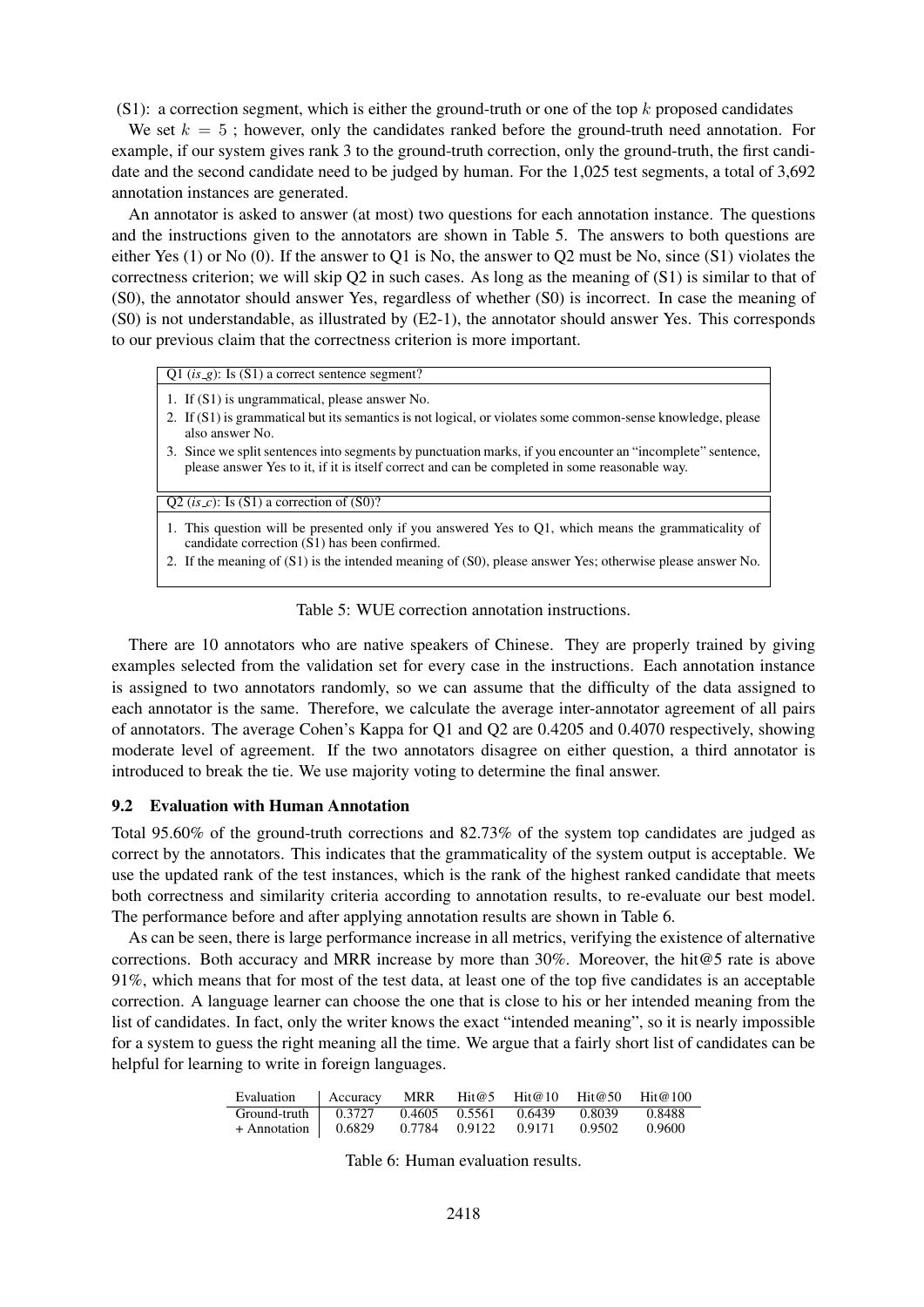(S1): a correction segment, which is either the ground-truth or one of the top $k$ proposed candidates

We set $k = 5$ ; however, only the candidates ranked before the ground-truth need annotation. For example, if our system gives rank 3 to the ground-truth correction, only the ground-truth, the first candidate and the second candidate need to be judged by human. For the 1,025 test segments, a total of 3,692 annotation instances are generated.

An annotator is asked to answer (at most) two questions for each annotation instance. The questions and the instructions given to the annotators are shown in Table 5. The answers to both questions are either Yes (1) or No (0). If the answer to Q1 is No, the answer to Q2 must be No, since (S1) violates the correctness criterion; we will skip Q2 in such cases. As long as the meaning of (S1) is similar to that of (S0), the annotator should answer Yes, regardless of whether (S0) is incorrect. In case the meaning of (S0) is not understandable, as illustrated by (E2-1), the annotator should answer Yes. This corresponds to our previous claim that the correctness criterion is more important.

| Q1 (*is_g*): Is (S1) a correct sentence segment? |
|---|
| 1. If (S1) is ungrammatical, please answer No.<br>2. If (S1) is grammatical but its semantics is not logical, or violates some common-sense knowledge, please also answer No.<br>3. Since we split sentences into segments by punctuation marks, if you encounter an "incomplete" sentence, please answer Yes to it, if it is itself correct and can be completed in some reasonable way. |
| **Q2 (*is_c*): Is (S1) a correction of (S0)?** |
| 1. This question will be presented only if you answered Yes to Q1, which means the grammaticality of candidate correction (S1) has been confirmed.<br>2. If the meaning of (S1) is the intended meaning of (S0), please answer Yes; otherwise please answer No. |

Table 5: WUE correction annotation instructions.

There are 10 annotators who are native speakers of Chinese. They are properly trained by giving examples selected from the validation set for every case in the instructions. Each annotation instance is assigned to two annotators randomly, so we can assume that the difficulty of the data assigned to each annotator is the same. Therefore, we calculate the average inter-annotator agreement of all pairs of annotators. The average Cohen's Kappa for Q1 and Q2 are 0.4205 and 0.4070 respectively, showing moderate level of agreement. If the two annotators disagree on either question, a third annotator is introduced to break the tie. We use majority voting to determine the final answer.

### 9.2 Evaluation with Human Annotation

Total 95.60% of the ground-truth corrections and 82.73% of the system top candidates are judged as correct by the annotators. This indicates that the grammaticality of the system output is acceptable. We use the updated rank of the test instances, which is the rank of the highest ranked candidate that meets both correctness and similarity criteria according to annotation results, to re-evaluate our best model. The performance before and after applying annotation results are shown in Table 6.

As can be seen, there is large performance increase in all metrics, verifying the existence of alternative corrections. Both accuracy and MRR increase by more than 30%. Moreover, the hit@5 rate is above 91%, which means that for most of the test data, at least one of the top five candidates is an acceptable correction. A language learner can choose the one that is close to his or her intended meaning from the list of candidates. In fact, only the writer knows the exact "intended meaning", so it is nearly impossible for a system to guess the right meaning all the time. We argue that a fairly short list of candidates can be helpful for learning to write in foreign languages.

| Evaluation | Accuracy | MRR | Hit@5 | Hit@10 | Hit@50 | Hit@100 |
|---|---|---|---|---|---|---|
| Ground-truth | 0.3727 | 0.4605 | 0.5561 | 0.6439 | 0.8039 | 0.8488 |
| + Annotation | 0.6829 | 0.7784 | 0.9122 | 0.9171 | 0.9502 | 0.9600 |

Table 6: Human evaluation results.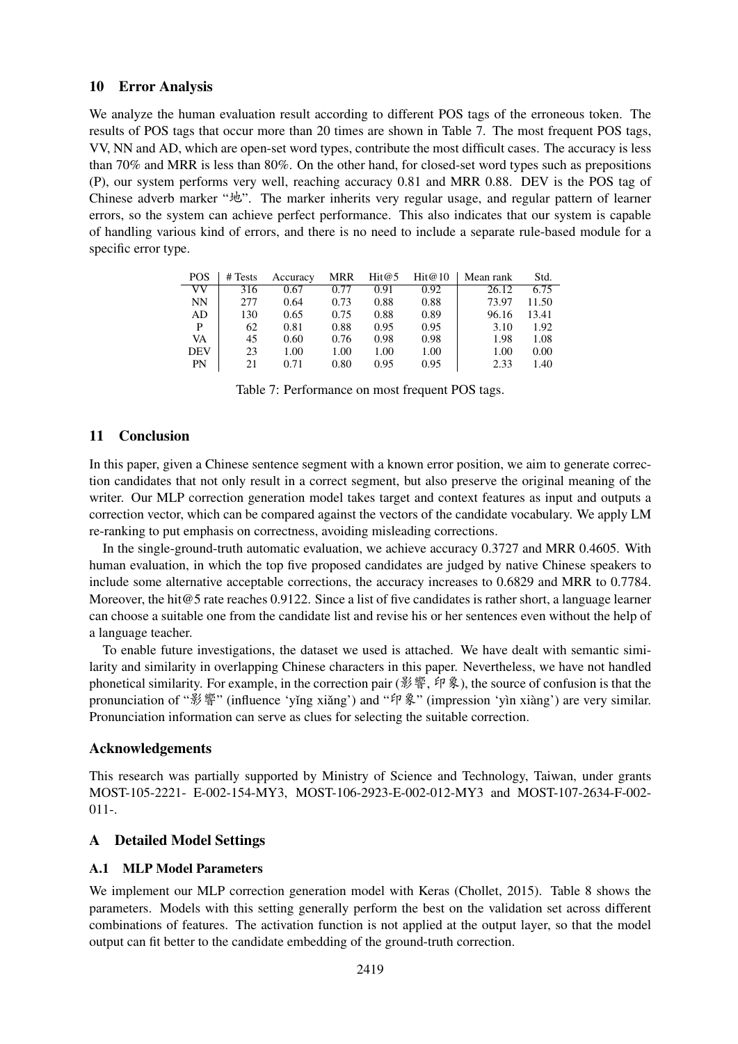## 10 Error Analysis

We analyze the human evaluation result according to different POS tags of the erroneous token. The results of POS tags that occur more than 20 times are shown in Table 7. The most frequent POS tags, VV, NN and AD, which are open-set word types, contribute the most difficult cases. The accuracy is less than 70% and MRR is less than 80%. On the other hand, for closed-set word types such as prepositions (P), our system performs very well, reaching accuracy 0.81 and MRR 0.88. DEV is the POS tag of Chinese adverb marker “地”. The marker inherits very regular usage, and regular pattern of learner errors, so the system can achieve perfect performance. This also indicates that our system is capable of handling various kind of errors, and there is no need to include a separate rule-based module for a specific error type.

| POS | # Tests | Accuracy | MRR | Hit@5 | Hit@10 | Mean rank | Std. |
|---|---|---|---|---|---|---|---|
| VV | 316 | 0.67 | 0.77 | 0.91 | 0.92 | 26.12 | 6.75 |
| NN | 277 | 0.64 | 0.73 | 0.88 | 0.88 | 73.97 | 11.50 |
| AD | 130 | 0.65 | 0.75 | 0.88 | 0.89 | 96.16 | 13.41 |
| P | 62 | 0.81 | 0.88 | 0.95 | 0.95 | 3.10 | 1.92 |
| VA | 45 | 0.60 | 0.76 | 0.98 | 0.98 | 1.98 | 1.08 |
| DEV | 23 | 1.00 | 1.00 | 1.00 | 1.00 | 1.00 | 0.00 |
| PN | 21 | 0.71 | 0.80 | 0.95 | 0.95 | 2.33 | 1.40 |

Table 7: Performance on most frequent POS tags.

## 11 Conclusion

In this paper, given a Chinese sentence segment with a known error position, we aim to generate correction candidates that not only result in a correct segment, but also preserve the original meaning of the writer. Our MLP correction generation model takes target and context features as input and outputs a correction vector, which can be compared against the vectors of the candidate vocabulary. We apply LM re-ranking to put emphasis on correctness, avoiding misleading corrections.

In the single-ground-truth automatic evaluation, we achieve accuracy 0.3727 and MRR 0.4605. With human evaluation, in which the top five proposed candidates are judged by native Chinese speakers to include some alternative acceptable corrections, the accuracy increases to 0.6829 and MRR to 0.7784. Moreover, the hit@5 rate reaches 0.9122. Since a list of five candidates is rather short, a language learner can choose a suitable one from the candidate list and revise his or her sentences even without the help of a language teacher.

To enable future investigations, the dataset we used is attached. We have dealt with semantic similarity and similarity in overlapping Chinese characters in this paper. Nevertheless, we have not handled phonetical similarity. For example, in the correction pair (影響, 印象), the source of confusion is that the pronunciation of “影響” (influence ‘yǐng xiǎng’) and “印象” (impression ‘yìn xiàng’) are very similar. Pronunciation information can serve as clues for selecting the suitable correction.

## Acknowledgements

This research was partially supported by Ministry of Science and Technology, Taiwan, under grants MOST-105-2221- E-002-154-MY3, MOST-106-2923-E-002-012-MY3 and MOST-107-2634-F-002-011-.

## A Detailed Model Settings

### A.1 MLP Model Parameters

We implement our MLP correction generation model with Keras (Chollet, 2015). Table 8 shows the parameters. Models with this setting generally perform the best on the validation set across different combinations of features. The activation function is not applied at the output layer, so that the model output can fit better to the candidate embedding of the ground-truth correction.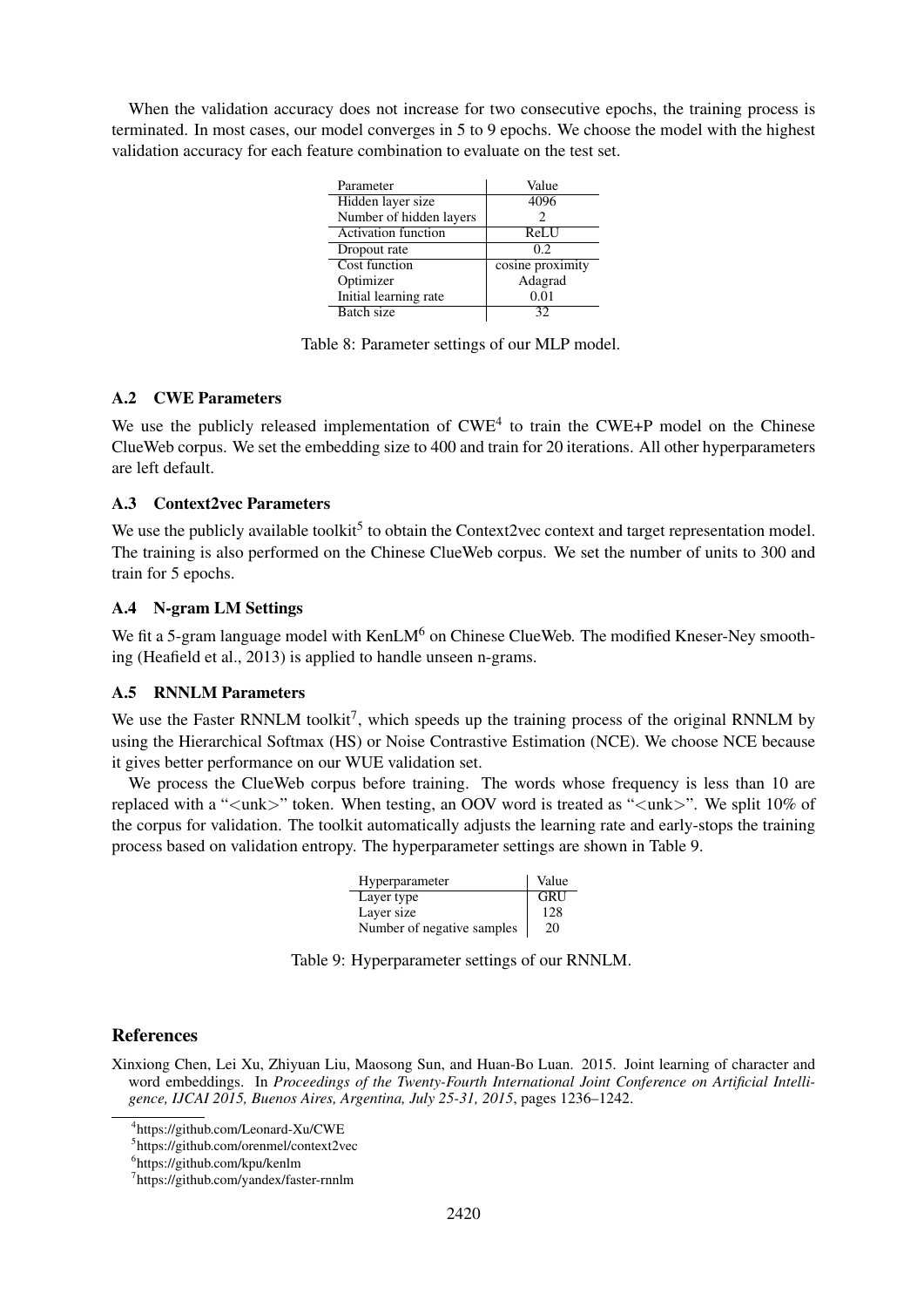When the validation accuracy does not increase for two consecutive epochs, the training process is terminated. In most cases, our model converges in 5 to 9 epochs. We choose the model with the highest validation accuracy for each feature combination to evaluate on the test set.

| Parameter | Value |
|---|---|
| Hidden layer size | 4096 |
| Number of hidden layers | 2 |
| Activation function | ReLU |
| Dropout rate | 0.2 |
| Cost function | cosine proximity |
| Optimizer | Adagrad |
| Initial learning rate | 0.01 |
| Batch size | 32 |

Table 8: Parameter settings of our MLP model.

### A.2 CWE Parameters

We use the publicly released implementation of CWE[4] to train the CWE+P model on the Chinese ClueWeb corpus. We set the embedding size to 400 and train for 20 iterations. All other hyperparameters are left default.

### A.3 Context2vec Parameters

We use the publicly available toolkit[5] to obtain the Context2vec context and target representation model. The training is also performed on the Chinese ClueWeb corpus. We set the number of units to 300 and train for 5 epochs.

### A.4 N-gram LM Settings

We fit a 5-gram language model with KenLM[6] on Chinese ClueWeb. The modified Kneser-Ney smoothing (Heafield et al., 2013) is applied to handle unseen n-grams.

### A.5 RNNLM Parameters

We use the Faster RNNLM toolkit[7], which speeds up the training process of the original RNNLM by using the Hierarchical Softmax (HS) or Noise Contrastive Estimation (NCE). We choose NCE because it gives better performance on our WUE validation set.

We process the ClueWeb corpus before training. The words whose frequency is less than 10 are replaced with a "<unk>" token. When testing, an OOV word is treated as "<unk>". We split 10% of the corpus for validation. The toolkit automatically adjusts the learning rate and early-stops the training process based on validation entropy. The hyperparameter settings are shown in Table 9.

| Hyperparameter | Value |
|---|---|
| Layer type | GRU |
| Layer size | 128 |
| Number of negative samples | 20 |

Table 9: Hyperparameter settings of our RNNLM.

## References

Xinxiong Chen, Lei Xu, Zhiyuan Liu, Maosong Sun, and Huan-Bo Luan. 2015. Joint learning of character and word embeddings. In *Proceedings of the Twenty-Fourth International Joint Conference on Artificial Intelligence, IJCAI 2015, Buenos Aires, Argentina, July 25-31, 2015*, pages 1236–1242.

---

[4] https://github.com/Leonard-Xu/CWE

[5] https://github.com/orenmel/context2vec

[6] https://github.com/kpu/kenlm

[7] https://github.com/yandex/faster-rnnlm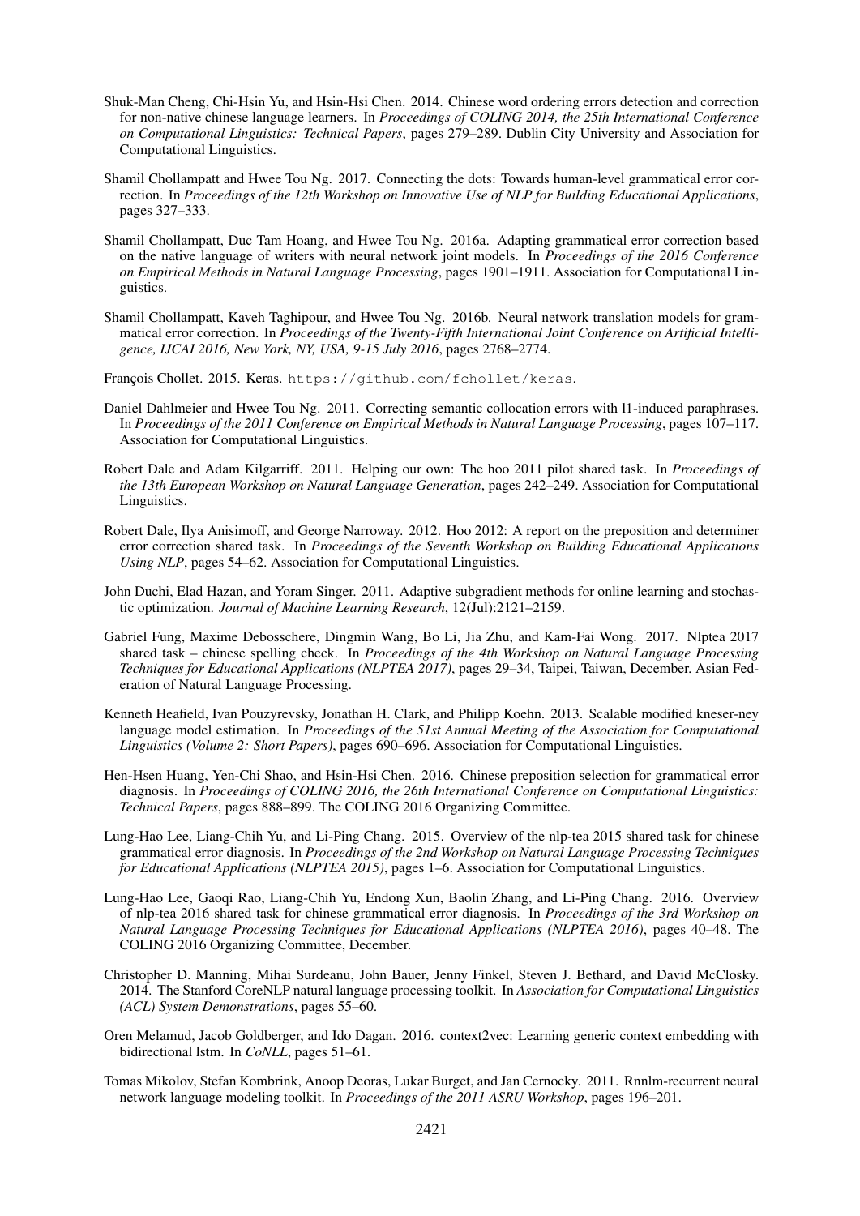Shuk-Man Cheng, Chi-Hsin Yu, and Hsin-Hsi Chen. 2014. Chinese word ordering errors detection and correction for non-native chinese language learners. In *Proceedings of COLING 2014, the 25th International Conference on Computational Linguistics: Technical Papers*, pages 279–289. Dublin City University and Association for Computational Linguistics.

Shamil Chollampatt and Hwee Tou Ng. 2017. Connecting the dots: Towards human-level grammatical error correction. In *Proceedings of the 12th Workshop on Innovative Use of NLP for Building Educational Applications*, pages 327–333.

Shamil Chollampatt, Duc Tam Hoang, and Hwee Tou Ng. 2016a. Adapting grammatical error correction based on the native language of writers with neural network joint models. In *Proceedings of the 2016 Conference on Empirical Methods in Natural Language Processing*, pages 1901–1911. Association for Computational Linguistics.

Shamil Chollampatt, Kaveh Taghipour, and Hwee Tou Ng. 2016b. Neural network translation models for grammatical error correction. In *Proceedings of the Twenty-Fifth International Joint Conference on Artificial Intelligence, IJCAI 2016, New York, NY, USA, 9-15 July 2016*, pages 2768–2774.

François Chollet. 2015. Keras. `https://github.com/fchollet/keras`.

Daniel Dahlmeier and Hwee Tou Ng. 2011. Correcting semantic collocation errors with l1-induced paraphrases. In *Proceedings of the 2011 Conference on Empirical Methods in Natural Language Processing*, pages 107–117. Association for Computational Linguistics.

Robert Dale and Adam Kilgarriff. 2011. Helping our own: The hoo 2011 pilot shared task. In *Proceedings of the 13th European Workshop on Natural Language Generation*, pages 242–249. Association for Computational Linguistics.

Robert Dale, Ilya Anisimoff, and George Narroway. 2012. Hoo 2012: A report on the preposition and determiner error correction shared task. In *Proceedings of the Seventh Workshop on Building Educational Applications Using NLP*, pages 54–62. Association for Computational Linguistics.

John Duchi, Elad Hazan, and Yoram Singer. 2011. Adaptive subgradient methods for online learning and stochastic optimization. *Journal of Machine Learning Research*, 12(Jul):2121–2159.

Gabriel Fung, Maxime Debosschere, Dingmin Wang, Bo Li, Jia Zhu, and Kam-Fai Wong. 2017. Nlptea 2017 shared task – chinese spelling check. In *Proceedings of the 4th Workshop on Natural Language Processing Techniques for Educational Applications (NLPTEA 2017)*, pages 29–34, Taipei, Taiwan, December. Asian Federation of Natural Language Processing.

Kenneth Heafield, Ivan Pouzyrevsky, Jonathan H. Clark, and Philipp Koehn. 2013. Scalable modified kneser-ney language model estimation. In *Proceedings of the 51st Annual Meeting of the Association for Computational Linguistics (Volume 2: Short Papers)*, pages 690–696. Association for Computational Linguistics.

Hen-Hsen Huang, Yen-Chi Shao, and Hsin-Hsi Chen. 2016. Chinese preposition selection for grammatical error diagnosis. In *Proceedings of COLING 2016, the 26th International Conference on Computational Linguistics: Technical Papers*, pages 888–899. The COLING 2016 Organizing Committee.

Lung-Hao Lee, Liang-Chih Yu, and Li-Ping Chang. 2015. Overview of the nlp-tea 2015 shared task for chinese grammatical error diagnosis. In *Proceedings of the 2nd Workshop on Natural Language Processing Techniques for Educational Applications (NLPTEA 2015)*, pages 1–6. Association for Computational Linguistics.

Lung-Hao Lee, Gaoqi Rao, Liang-Chih Yu, Endong Xun, Baolin Zhang, and Li-Ping Chang. 2016. Overview of nlp-tea 2016 shared task for chinese grammatical error diagnosis. In *Proceedings of the 3rd Workshop on Natural Language Processing Techniques for Educational Applications (NLPTEA 2016)*, pages 40–48. The COLING 2016 Organizing Committee, December.

Christopher D. Manning, Mihai Surdeanu, John Bauer, Jenny Finkel, Steven J. Bethard, and David McClosky. 2014. The Stanford CoreNLP natural language processing toolkit. In *Association for Computational Linguistics (ACL) System Demonstrations*, pages 55–60.

Oren Melamud, Jacob Goldberger, and Ido Dagan. 2016. context2vec: Learning generic context embedding with bidirectional lstm. In *CoNLL*, pages 51–61.

Tomas Mikolov, Stefan Kombrink, Anoop Deoras, Lukar Burget, and Jan Cernocky. 2011. Rnnlm-recurrent neural network language modeling toolkit. In *Proceedings of the 2011 ASRU Workshop*, pages 196–201.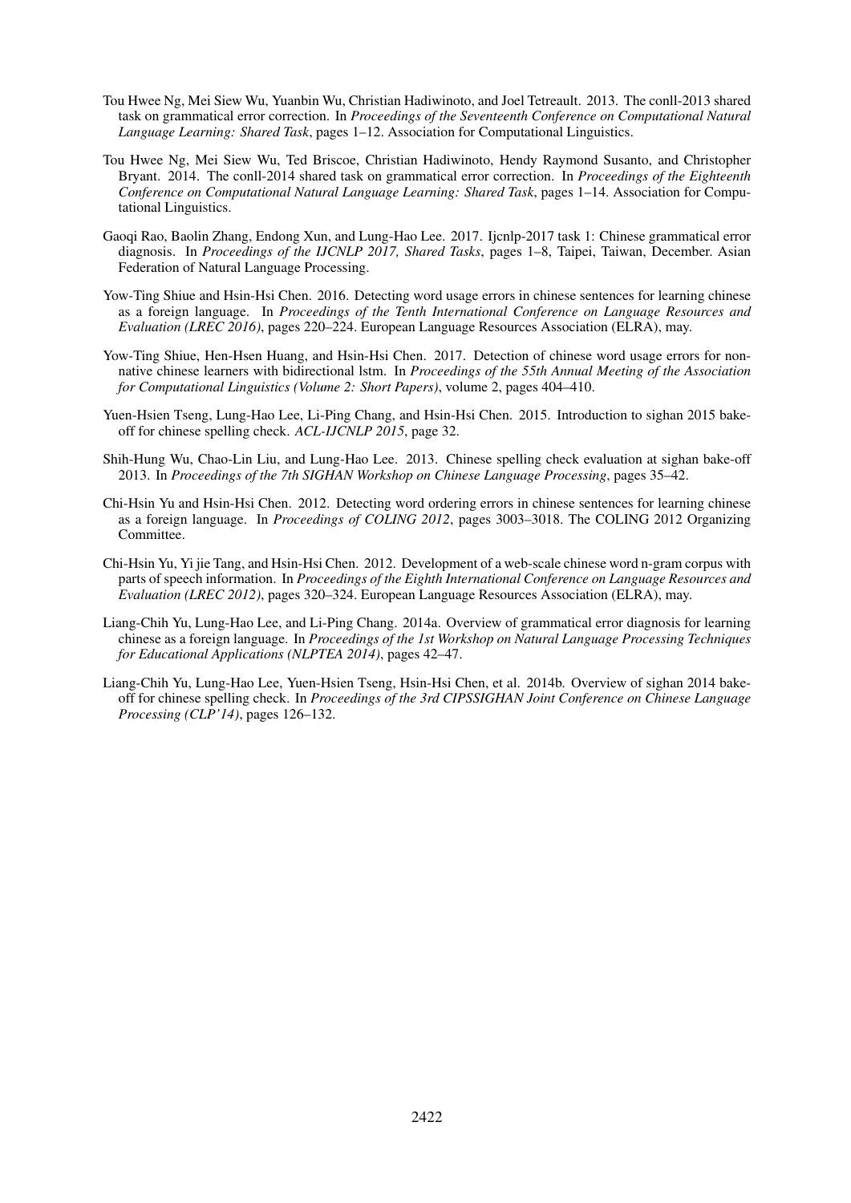Tou Hwee Ng, Mei Siew Wu, Yuanbin Wu, Christian Hadiwinoto, and Joel Tetreault. 2013. The conll-2013 shared task on grammatical error correction. In *Proceedings of the Seventeenth Conference on Computational Natural Language Learning: Shared Task*, pages 1–12. Association for Computational Linguistics.

Tou Hwee Ng, Mei Siew Wu, Ted Briscoe, Christian Hadiwinoto, Hendy Raymond Susanto, and Christopher Bryant. 2014. The conll-2014 shared task on grammatical error correction. In *Proceedings of the Eighteenth Conference on Computational Natural Language Learning: Shared Task*, pages 1–14. Association for Computational Linguistics.

Gaoqi Rao, Baolin Zhang, Endong Xun, and Lung-Hao Lee. 2017. Ijcnlp-2017 task 1: Chinese grammatical error diagnosis. In *Proceedings of the IJCNLP 2017, Shared Tasks*, pages 1–8, Taipei, Taiwan, December. Asian Federation of Natural Language Processing.

Yow-Ting Shiue and Hsin-Hsi Chen. 2016. Detecting word usage errors in chinese sentences for learning chinese as a foreign language. In *Proceedings of the Tenth International Conference on Language Resources and Evaluation (LREC 2016)*, pages 220–224. European Language Resources Association (ELRA), may.

Yow-Ting Shiue, Hen-Hsen Huang, and Hsin-Hsi Chen. 2017. Detection of chinese word usage errors for non-native chinese learners with bidirectional lstm. In *Proceedings of the 55th Annual Meeting of the Association for Computational Linguistics (Volume 2: Short Papers)*, volume 2, pages 404–410.

Yuen-Hsien Tseng, Lung-Hao Lee, Li-Ping Chang, and Hsin-Hsi Chen. 2015. Introduction to sighan 2015 bake-off for chinese spelling check. *ACL-IJCNLP 2015*, page 32.

Shih-Hung Wu, Chao-Lin Liu, and Lung-Hao Lee. 2013. Chinese spelling check evaluation at sighan bake-off 2013. In *Proceedings of the 7th SIGHAN Workshop on Chinese Language Processing*, pages 35–42.

Chi-Hsin Yu and Hsin-Hsi Chen. 2012. Detecting word ordering errors in chinese sentences for learning chinese as a foreign language. In *Proceedings of COLING 2012*, pages 3003–3018. The COLING 2012 Organizing Committee.

Chi-Hsin Yu, Yi jie Tang, and Hsin-Hsi Chen. 2012. Development of a web-scale chinese word n-gram corpus with parts of speech information. In *Proceedings of the Eighth International Conference on Language Resources and Evaluation (LREC 2012)*, pages 320–324. European Language Resources Association (ELRA), may.

Liang-Chih Yu, Lung-Hao Lee, and Li-Ping Chang. 2014a. Overview of grammatical error diagnosis for learning chinese as a foreign language. In *Proceedings of the 1st Workshop on Natural Language Processing Techniques for Educational Applications (NLPTEA 2014)*, pages 42–47.

Liang-Chih Yu, Lung-Hao Lee, Yuen-Hsien Tseng, Hsin-Hsi Chen, et al. 2014b. Overview of sighan 2014 bake-off for chinese spelling check. In *Proceedings of the 3rd CIPSSIGHAN Joint Conference on Chinese Language Processing (CLP'14)*, pages 126–132.